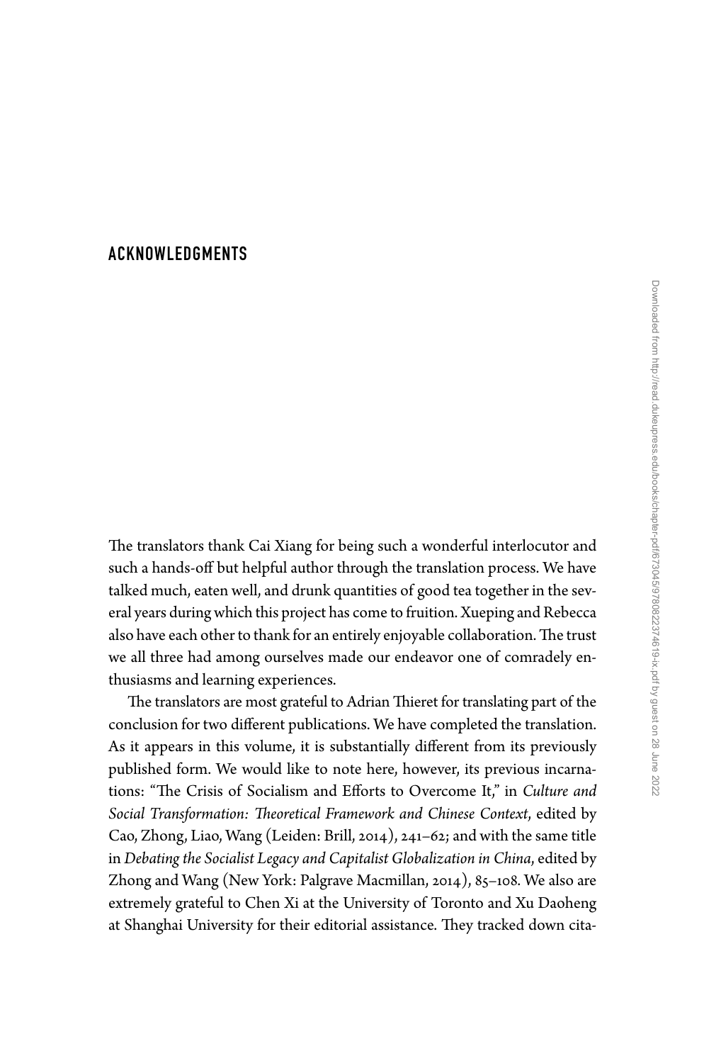## ACKNOWLEDGMENTS

The translators thank Cai Xiang for being such a wonderful interlocutor and such a hands-off but helpful author through the translation process. We have talked much, eaten well, and drunk quantities of good tea together in the several years during which this project has come to fruition. Xueping and Rebecca also have each other to thank for an entirely enjoyable collaboration. The trust we all three had among ourselves made our endeavor one of comradely enthusiasms and learning experiences.

The translators are most grateful to Adrian Thieret for translating part of the conclusion for two different publications. We have completed the translation. As it appears in this volume, it is substantially different from its previously published form. We would like to note here, however, its previous incarnations: "The Crisis of Socialism and Efforts to Overcome It," in *Culture and Social Transformation: Theoretical Framework and Chinese Context*, edited by Cao, Zhong, Liao, Wang (Leiden: Brill, 2014), 241–62; and with the same title in *Debating the Socialist Legacy and Capitalist Globalization in China*, edited by Zhong and Wang (New York: Palgrave Macmillan, 2014), 85–108. We also are extremely grateful to Chen Xi at the University of Toronto and Xu Daoheng at Shanghai University for their editorial assistance. They tracked down cita-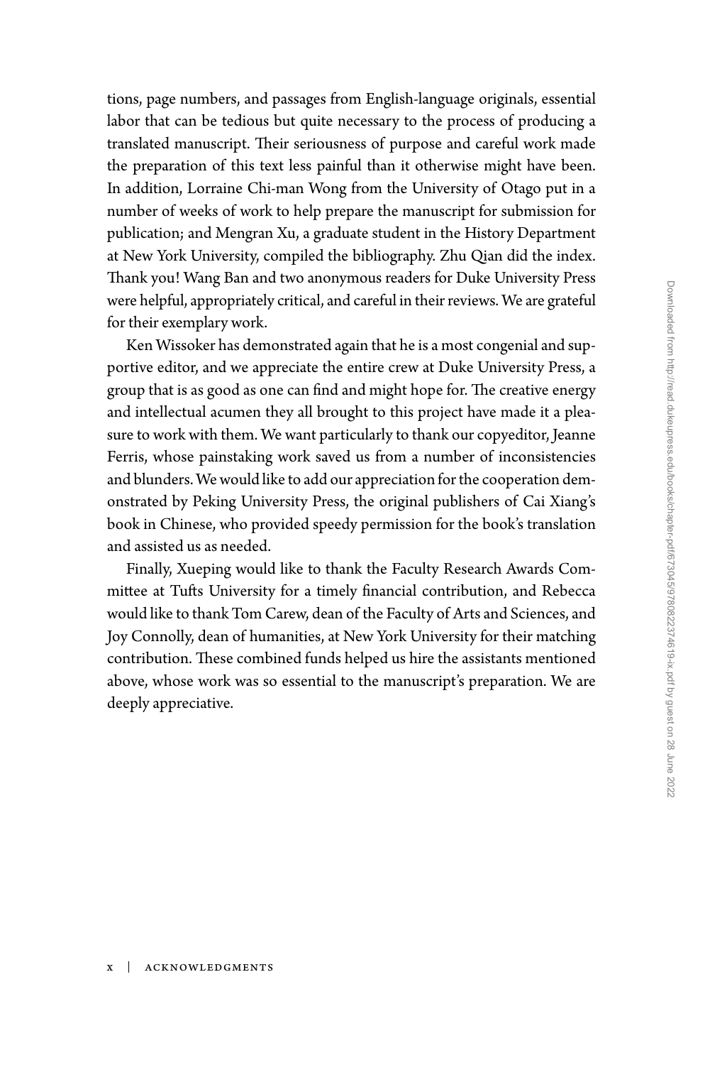tions, page numbers, and passages from English-language originals, essential labor that can be tedious but quite necessary to the process of producing a translated manuscript. Their seriousness of purpose and careful work made the preparation of this text less painful than it otherwise might have been. In addition, Lorraine Chi-man Wong from the University of Otago put in a number of weeks of work to help prepare the manuscript for submission for publication; and Mengran Xu, a graduate student in the History Department at New York University, compiled the bibliography. Zhu Qian did the index. Thank you! Wang Ban and two anonymous readers for Duke University Press were helpful, appropriately critical, and careful in their reviews. We are grateful for their exemplary work.

Ken Wissoker has demonstrated again that he is a most congenial and supportive editor, and we appreciate the entire crew at Duke University Press, a group that is as good as one can find and might hope for. The creative energy and intellectual acumen they all brought to this project have made it a pleasure to work with them. We want particularly to thank our copyeditor, Jeanne Ferris, whose painstaking work saved us from a number of inconsistencies and blunders. We would like to add our appreciation for the cooperation demonstrated by Peking University Press, the original publishers of Cai Xiang's book in Chinese, who provided speedy permission for the book's translation and assisted us as needed.

Finally, Xueping would like to thank the Faculty Research Awards Committee at Tufts University for a timely financial contribution, and Rebecca would like to thank Tom Carew, dean of the Faculty of Arts and Sciences, and Joy Connolly, dean of humanities, at New York University for their matching contribution. These combined funds helped us hire the assistants mentioned above, whose work was so essential to the manuscript's preparation. We are deeply appreciative.